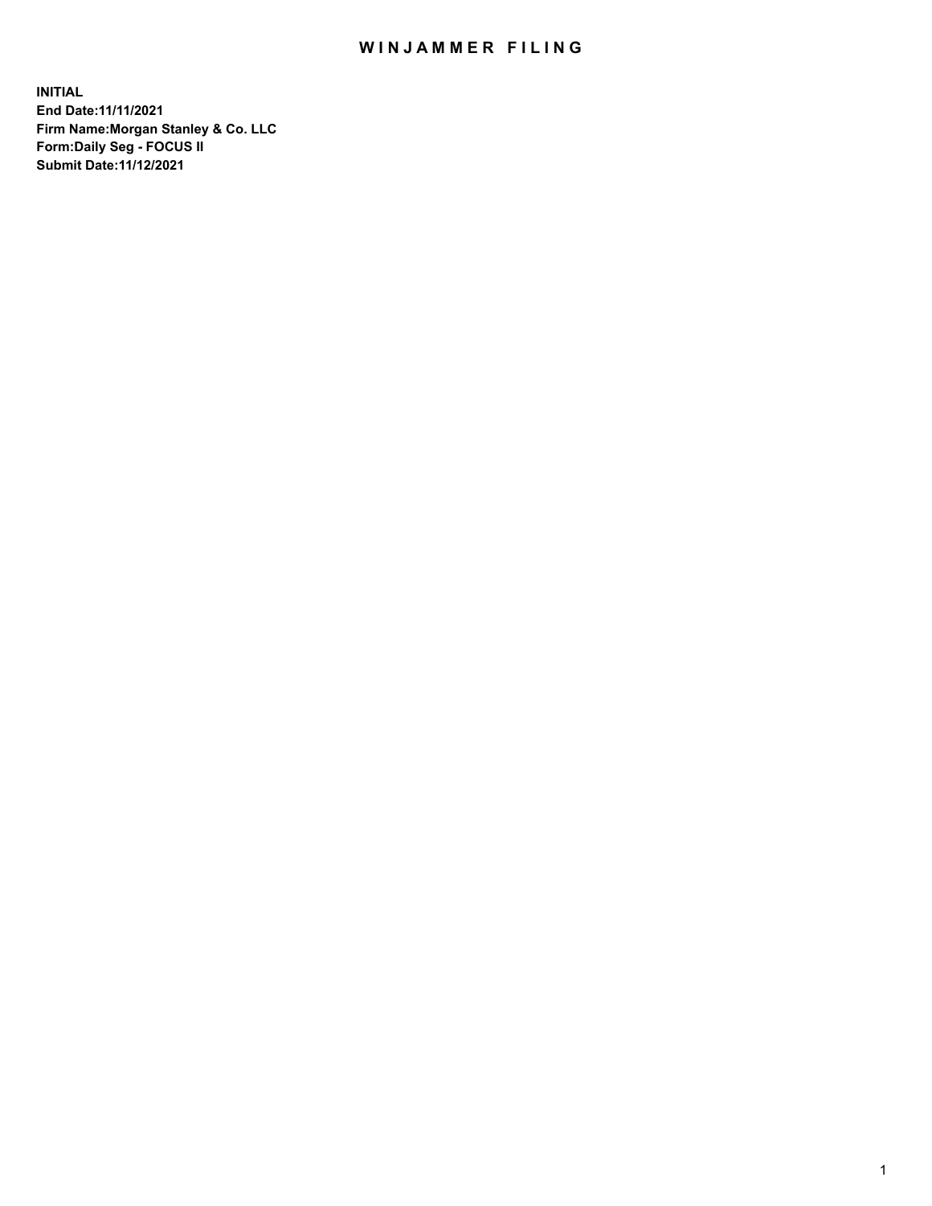# WINJAMMER FILING

**INITIAL**
**End Date:11/11/2021**
**Firm Name:Morgan Stanley & Co. LLC**
**Form:Daily Seg - FOCUS II**
**Submit Date:11/12/2021**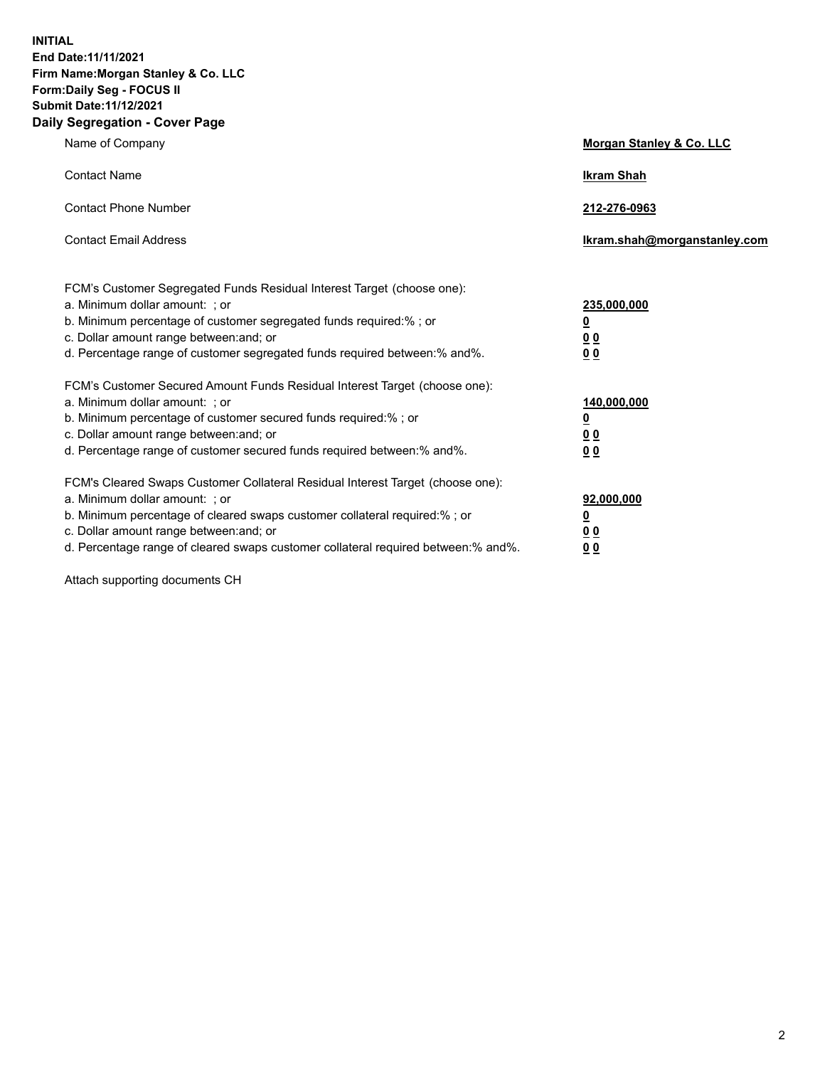**INITIAL**
**End Date:11/11/2021**
**Firm Name:Morgan Stanley & Co. LLC**
**Form:Daily Seg - FOCUS II**
**Submit Date:11/12/2021**

## Daily Segregation - Cover Page

| | |
|---|---|
| Name of Company | **Morgan Stanley & Co. LLC** |
| Contact Name | **Ikram Shah** |
| Contact Phone Number | **212-276-0963** |
| Contact Email Address | **Ikram.shah@morganstanley.com** |

| | |
|---|---|
| FCM's Customer Segregated Funds Residual Interest Target (choose one): | |
| a. Minimum dollar amount: ; or | **235,000,000** |
| b. Minimum percentage of customer segregated funds required:% ; or | **0** |
| c. Dollar amount range between:and; or | **0 0** |
| d. Percentage range of customer segregated funds required between:% and%. | **0 0** |
| FCM's Customer Secured Amount Funds Residual Interest Target (choose one): | |
| a. Minimum dollar amount: ; or | **140,000,000** |
| b. Minimum percentage of customer secured funds required:% ; or | **0** |
| c. Dollar amount range between:and; or | **0 0** |
| d. Percentage range of customer secured funds required between:% and%. | **0 0** |
| FCM's Cleared Swaps Customer Collateral Residual Interest Target (choose one): | |
| a. Minimum dollar amount: ; or | **92,000,000** |
| b. Minimum percentage of cleared swaps customer collateral required:% ; or | **0** |
| c. Dollar amount range between:and; or | **0 0** |
| d. Percentage range of cleared swaps customer collateral required between:% and%. | **0 0** |

Attach supporting documents CH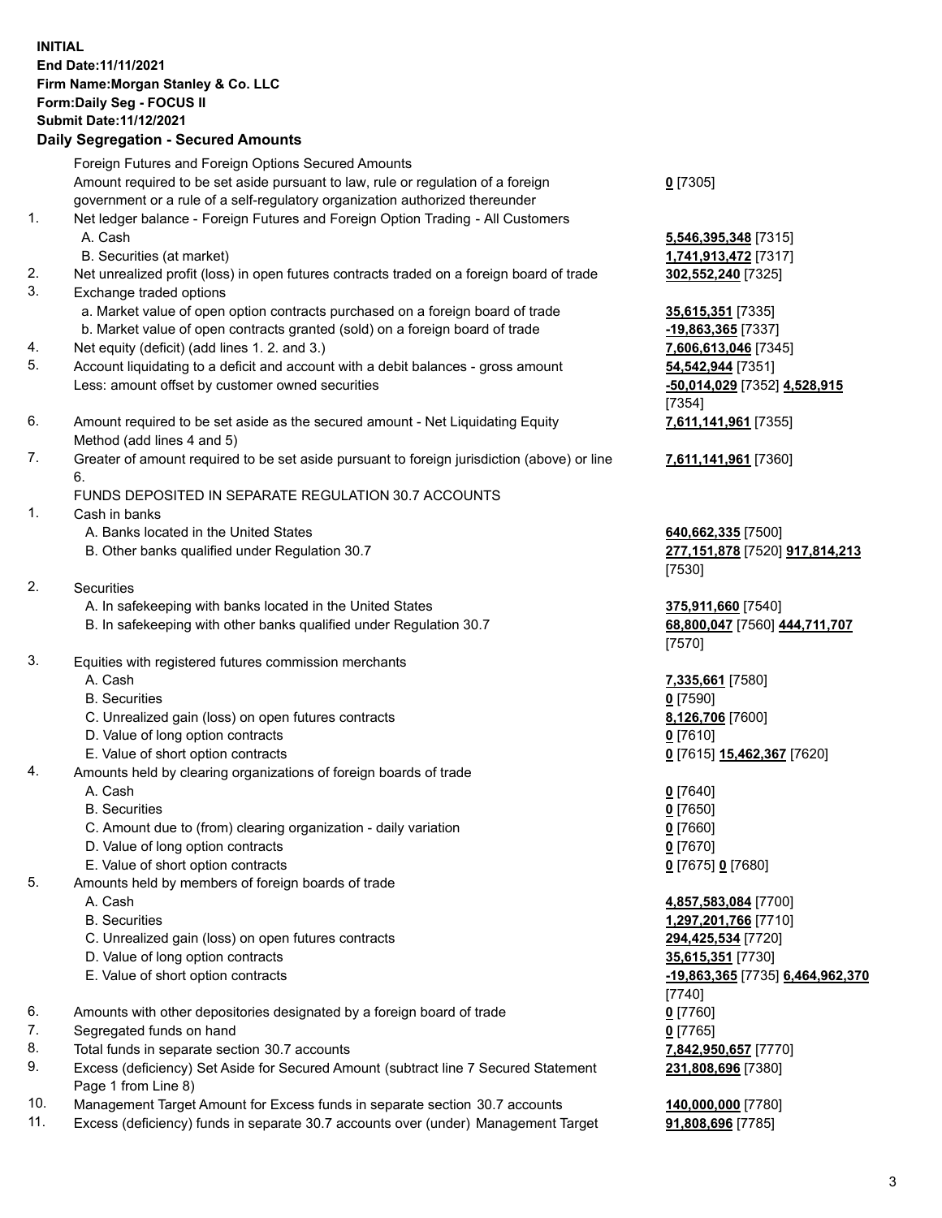**INITIAL**
**End Date:11/11/2021**
**Firm Name:Morgan Stanley & Co. LLC**
**Form:Daily Seg - FOCUS II**
**Submit Date:11/12/2021**

## Daily Segregation - Secured Amounts

| | | |
|---|---|---|
| | Foreign Futures and Foreign Options Secured Amounts | |
| | Amount required to be set aside pursuant to law, rule or regulation of a foreign government or a rule of a self-regulatory organization authorized thereunder | **0** [7305] |
| 1. | Net ledger balance - Foreign Futures and Foreign Option Trading - All Customers | |
| | A. Cash | **5,546,395,348** [7315] |
| | B. Securities (at market) | **1,741,913,472** [7317] |
| 2. | Net unrealized profit (loss) in open futures contracts traded on a foreign board of trade | **302,552,240** [7325] |
| 3. | Exchange traded options | |
| | a. Market value of open option contracts purchased on a foreign board of trade | **35,615,351** [7335] |
| | b. Market value of open contracts granted (sold) on a foreign board of trade | **-19,863,365** [7337] |
| 4. | Net equity (deficit) (add lines 1. 2. and 3.) | **7,606,613,046** [7345] |
| 5. | Account liquidating to a deficit and account with a debit balances - gross amount | **54,542,944** [7351] |
| | Less: amount offset by customer owned securities | **-50,014,029** [7352] **4,528,915** [7354] |
| 6. | Amount required to be set aside as the secured amount - Net Liquidating Equity Method (add lines 4 and 5) | **7,611,141,961** [7355] |
| 7. | Greater of amount required to be set aside pursuant to foreign jurisdiction (above) or line 6. | **7,611,141,961** [7360] |
| | FUNDS DEPOSITED IN SEPARATE REGULATION 30.7 ACCOUNTS | |
| 1. | Cash in banks | |
| | A. Banks located in the United States | **640,662,335** [7500] |
| | B. Other banks qualified under Regulation 30.7 | **277,151,878** [7520] **917,814,213** [7530] |
| 2. | Securities | |
| | A. In safekeeping with banks located in the United States | **375,911,660** [7540] |
| | B. In safekeeping with other banks qualified under Regulation 30.7 | **68,800,047** [7560] **444,711,707** [7570] |
| 3. | Equities with registered futures commission merchants | |
| | A. Cash | **7,335,661** [7580] |
| | B. Securities | **0** [7590] |
| | C. Unrealized gain (loss) on open futures contracts | **8,126,706** [7600] |
| | D. Value of long option contracts | **0** [7610] |
| | E. Value of short option contracts | **0** [7615] **15,462,367** [7620] |
| 4. | Amounts held by clearing organizations of foreign boards of trade | |
| | A. Cash | **0** [7640] |
| | B. Securities | **0** [7650] |
| | C. Amount due to (from) clearing organization - daily variation | **0** [7660] |
| | D. Value of long option contracts | **0** [7670] |
| | E. Value of short option contracts | **0** [7675] **0** [7680] |
| 5. | Amounts held by members of foreign boards of trade | |
| | A. Cash | **4,857,583,084** [7700] |
| | B. Securities | **1,297,201,766** [7710] |
| | C. Unrealized gain (loss) on open futures contracts | **294,425,534** [7720] |
| | D. Value of long option contracts | **35,615,351** [7730] |
| | E. Value of short option contracts | **-19,863,365** [7735] **6,464,962,370** [7740] |
| 6. | Amounts with other depositories designated by a foreign board of trade | **0** [7760] |
| 7. | Segregated funds on hand | **0** [7765] |
| 8. | Total funds in separate section 30.7 accounts | **7,842,950,657** [7770] |
| 9. | Excess (deficiency) Set Aside for Secured Amount (subtract line 7 Secured Statement Page 1 from Line 8) | **231,808,696** [7380] |
| 10. | Management Target Amount for Excess funds in separate section 30.7 accounts | **140,000,000** [7780] |
| 11. | Excess (deficiency) funds in separate 30.7 accounts over (under) Management Target | **91,808,696** [7785] |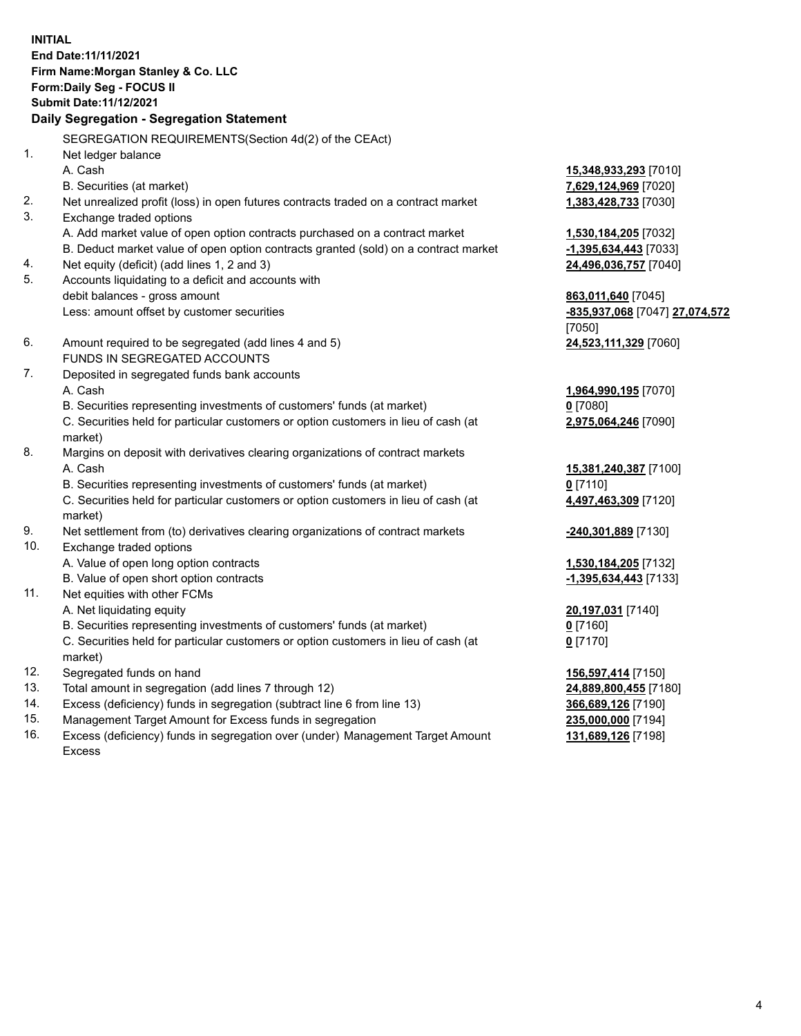**INITIAL**
**End Date:11/11/2021**
**Firm Name:Morgan Stanley & Co. LLC**
**Form:Daily Seg - FOCUS II**
**Submit Date:11/12/2021**

**Daily Segregation - Segregation Statement**

SEGREGATION REQUIREMENTS(Section 4d(2) of the CEAct)

| | | |
|---|---|---|
| 1. | Net ledger balance | |
| | A. Cash | **15,348,933,293** [7010] |
| | B. Securities (at market) | **7,629,124,969** [7020] |
| 2. | Net unrealized profit (loss) in open futures contracts traded on a contract market | **1,383,428,733** [7030] |
| 3. | Exchange traded options | |
| | A. Add market value of open option contracts purchased on a contract market | **1,530,184,205** [7032] |
| | B. Deduct market value of open option contracts granted (sold) on a contract market | **-1,395,634,443** [7033] |
| 4. | Net equity (deficit) (add lines 1, 2 and 3) | **24,496,036,757** [7040] |
| 5. | Accounts liquidating to a deficit and accounts with debit balances - gross amount | **863,011,640** [7045] |
| | Less: amount offset by customer securities | **-835,937,068** [7047] **27,074,572** [7050] |
| 6. | Amount required to be segregated (add lines 4 and 5) | **24,523,111,329** [7060] |
| | FUNDS IN SEGREGATED ACCOUNTS | |
| 7. | Deposited in segregated funds bank accounts | |
| | A. Cash | **1,964,990,195** [7070] |
| | B. Securities representing investments of customers' funds (at market) | **0** [7080] |
| | C. Securities held for particular customers or option customers in lieu of cash (at market) | **2,975,064,246** [7090] |
| 8. | Margins on deposit with derivatives clearing organizations of contract markets | |
| | A. Cash | **15,381,240,387** [7100] |
| | B. Securities representing investments of customers' funds (at market) | **0** [7110] |
| | C. Securities held for particular customers or option customers in lieu of cash (at market) | **4,497,463,309** [7120] |
| 9. | Net settlement from (to) derivatives clearing organizations of contract markets | **-240,301,889** [7130] |
| 10. | Exchange traded options | |
| | A. Value of open long option contracts | **1,530,184,205** [7132] |
| | B. Value of open short option contracts | **-1,395,634,443** [7133] |
| 11. | Net equities with other FCMs | |
| | A. Net liquidating equity | **20,197,031** [7140] |
| | B. Securities representing investments of customers' funds (at market) | **0** [7160] |
| | C. Securities held for particular customers or option customers in lieu of cash (at market) | **0** [7170] |
| 12. | Segregated funds on hand | **156,597,414** [7150] |
| 13. | Total amount in segregation (add lines 7 through 12) | **24,889,800,455** [7180] |
| 14. | Excess (deficiency) funds in segregation (subtract line 6 from line 13) | **366,689,126** [7190] |
| 15. | Management Target Amount for Excess funds in segregation | **235,000,000** [7194] |
| 16. | Excess (deficiency) funds in segregation over (under) Management Target Amount Excess | **131,689,126** [7198] |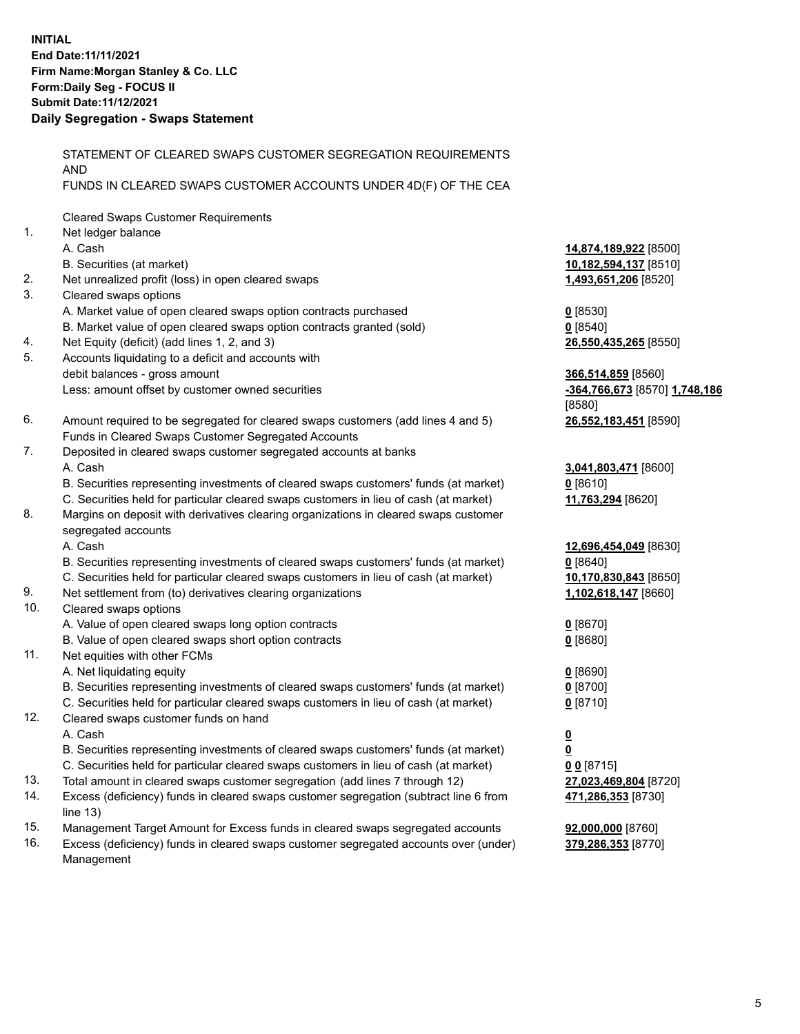**INITIAL**
**End Date:11/11/2021**
**Firm Name:Morgan Stanley & Co. LLC**
**Form:Daily Seg - FOCUS II**
**Submit Date:11/12/2021**
**Daily Segregation - Swaps Statement**

STATEMENT OF CLEARED SWAPS CUSTOMER SEGREGATION REQUIREMENTS AND FUNDS IN CLEARED SWAPS CUSTOMER ACCOUNTS UNDER 4D(F) OF THE CEA

| | | |
|---|---|---|
| | Cleared Swaps Customer Requirements | |
| 1. | Net ledger balance | |
| | A. Cash | **14,874,189,922** [8500] |
| | B. Securities (at market) | **10,182,594,137** [8510] |
| 2. | Net unrealized profit (loss) in open cleared swaps | **1,493,651,206** [8520] |
| 3. | Cleared swaps options | |
| | A. Market value of open cleared swaps option contracts purchased | **0** [8530] |
| | B. Market value of open cleared swaps option contracts granted (sold) | **0** [8540] |
| 4. | Net Equity (deficit) (add lines 1, 2, and 3) | **26,550,435,265** [8550] |
| 5. | Accounts liquidating to a deficit and accounts with debit balances - gross amount | **366,514,859** [8560] |
| | Less: amount offset by customer owned securities | **-364,766,673** [8570] **1,748,186** [8580] |
| 6. | Amount required to be segregated for cleared swaps customers (add lines 4 and 5) | **26,552,183,451** [8590] |
| | Funds in Cleared Swaps Customer Segregated Accounts | |
| 7. | Deposited in cleared swaps customer segregated accounts at banks | |
| | A. Cash | **3,041,803,471** [8600] |
| | B. Securities representing investments of cleared swaps customers' funds (at market) | **0** [8610] |
| | C. Securities held for particular cleared swaps customers in lieu of cash (at market) | **11,763,294** [8620] |
| 8. | Margins on deposit with derivatives clearing organizations in cleared swaps customer segregated accounts | |
| | A. Cash | **12,696,454,049** [8630] |
| | B. Securities representing investments of cleared swaps customers' funds (at market) | **0** [8640] |
| | C. Securities held for particular cleared swaps customers in lieu of cash (at market) | **10,170,830,843** [8650] |
| 9. | Net settlement from (to) derivatives clearing organizations | **1,102,618,147** [8660] |
| 10. | Cleared swaps options | |
| | A. Value of open cleared swaps long option contracts | **0** [8670] |
| | B. Value of open cleared swaps short option contracts | **0** [8680] |
| 11. | Net equities with other FCMs | |
| | A. Net liquidating equity | **0** [8690] |
| | B. Securities representing investments of cleared swaps customers' funds (at market) | **0** [8700] |
| | C. Securities held for particular cleared swaps customers in lieu of cash (at market) | **0** [8710] |
| 12. | Cleared swaps customer funds on hand | |
| | A. Cash | **0** |
| | B. Securities representing investments of cleared swaps customers' funds (at market) | **0** |
| | C. Securities held for particular cleared swaps customers in lieu of cash (at market) | **0** **0** [8715] |
| 13. | Total amount in cleared swaps customer segregation (add lines 7 through 12) | **27,023,469,804** [8720] |
| 14. | Excess (deficiency) funds in cleared swaps customer segregation (subtract line 6 from line 13) | **471,286,353** [8730] |
| 15. | Management Target Amount for Excess funds in cleared swaps segregated accounts | **92,000,000** [8760] |
| 16. | Excess (deficiency) funds in cleared swaps customer segregated accounts over (under) Management | **379,286,353** [8770] |